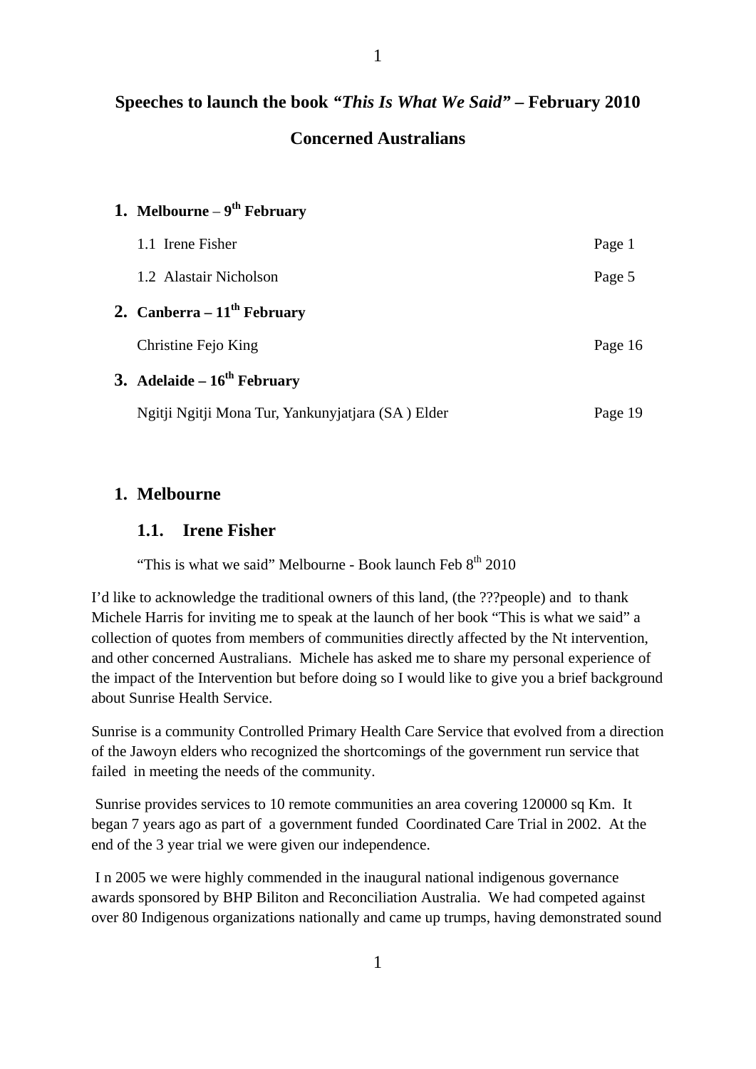## Speeches to launch the book "*This Is What We Said*" – February 2010

## Concerned Australians

**1. Melbourne – 9th February**

1.1 Irene Fisher — Page 1

1.2 Alastair Nicholson — Page 5

**2. Canberra – 11th February**

Christine Fejo King — Page 16

**3. Adelaide – 16th February**

Ngitji Ngitji Mona Tur, Yankunyjatjara (SA ) Elder — Page 19

# 1. Melbourne

## 1.1. Irene Fisher

"This is what we said" Melbourne - Book launch Feb 8th 2010

I'd like to acknowledge the traditional owners of this land, (the ???people) and to thank Michele Harris for inviting me to speak at the launch of her book "This is what we said" a collection of quotes from members of communities directly affected by the Nt intervention, and other concerned Australians. Michele has asked me to share my personal experience of the impact of the Intervention but before doing so I would like to give you a brief background about Sunrise Health Service.

Sunrise is a community Controlled Primary Health Care Service that evolved from a direction of the Jawoyn elders who recognized the shortcomings of the government run service that failed in meeting the needs of the community.

Sunrise provides services to 10 remote communities an area covering 120000 sq Km. It began 7 years ago as part of a government funded Coordinated Care Trial in 2002. At the end of the 3 year trial we were given our independence.

I n 2005 we were highly commended in the inaugural national indigenous governance awards sponsored by BHP Biliton and Reconciliation Australia. We had competed against over 80 Indigenous organizations nationally and came up trumps, having demonstrated sound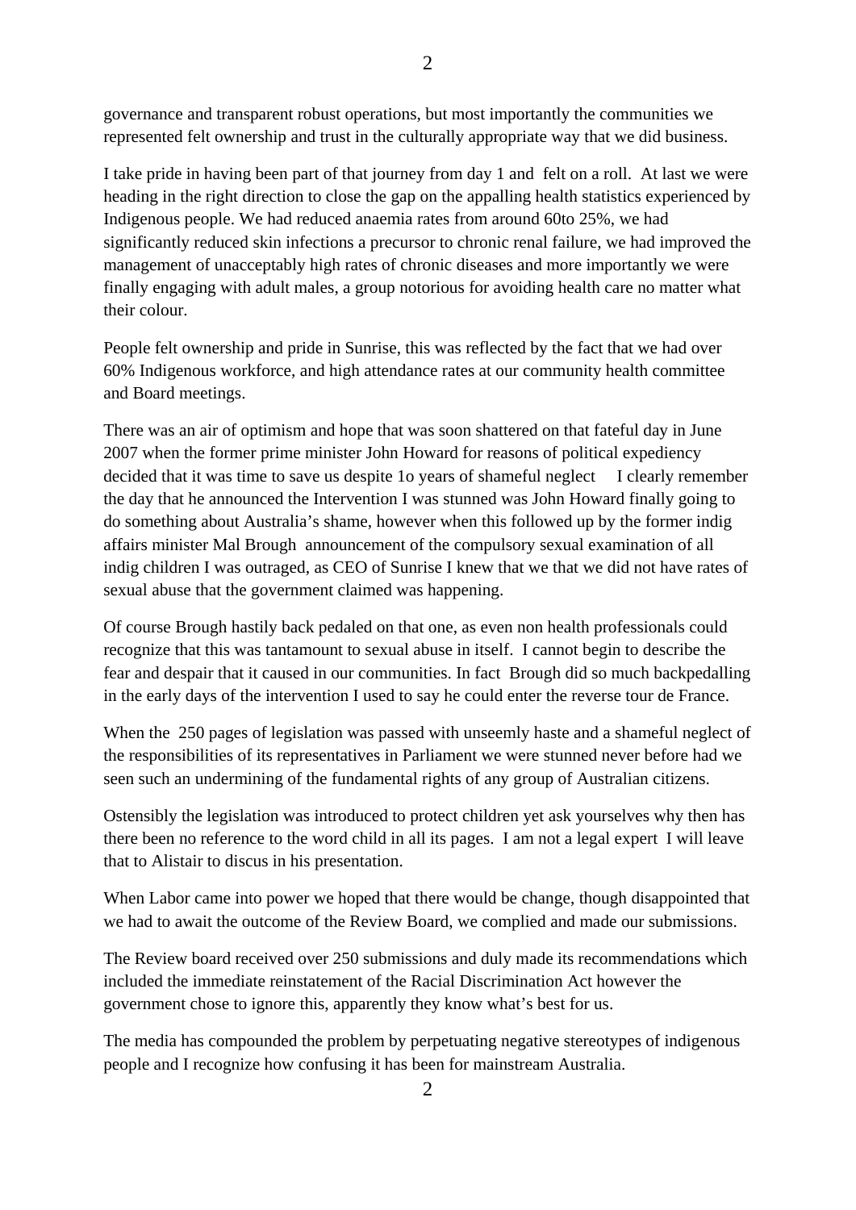governance and transparent robust operations, but most importantly the communities we represented felt ownership and trust in the culturally appropriate way that we did business.

I take pride in having been part of that journey from day 1 and felt on a roll. At last we were heading in the right direction to close the gap on the appalling health statistics experienced by Indigenous people. We had reduced anaemia rates from around 60to 25%, we had significantly reduced skin infections a precursor to chronic renal failure, we had improved the management of unacceptably high rates of chronic diseases and more importantly we were finally engaging with adult males, a group notorious for avoiding health care no matter what their colour.

People felt ownership and pride in Sunrise, this was reflected by the fact that we had over 60% Indigenous workforce, and high attendance rates at our community health committee and Board meetings.

There was an air of optimism and hope that was soon shattered on that fateful day in June 2007 when the former prime minister John Howard for reasons of political expediency decided that it was time to save us despite 1o years of shameful neglect I clearly remember the day that he announced the Intervention I was stunned was John Howard finally going to do something about Australia's shame, however when this followed up by the former indig affairs minister Mal Brough announcement of the compulsory sexual examination of all indig children I was outraged, as CEO of Sunrise I knew that we that we did not have rates of sexual abuse that the government claimed was happening.

Of course Brough hastily back pedaled on that one, as even non health professionals could recognize that this was tantamount to sexual abuse in itself. I cannot begin to describe the fear and despair that it caused in our communities. In fact Brough did so much backpedalling in the early days of the intervention I used to say he could enter the reverse tour de France.

When the 250 pages of legislation was passed with unseemly haste and a shameful neglect of the responsibilities of its representatives in Parliament we were stunned never before had we seen such an undermining of the fundamental rights of any group of Australian citizens.

Ostensibly the legislation was introduced to protect children yet ask yourselves why then has there been no reference to the word child in all its pages. I am not a legal expert I will leave that to Alistair to discus in his presentation.

When Labor came into power we hoped that there would be change, though disappointed that we had to await the outcome of the Review Board, we complied and made our submissions.

The Review board received over 250 submissions and duly made its recommendations which included the immediate reinstatement of the Racial Discrimination Act however the government chose to ignore this, apparently they know what's best for us.

The media has compounded the problem by perpetuating negative stereotypes of indigenous people and I recognize how confusing it has been for mainstream Australia.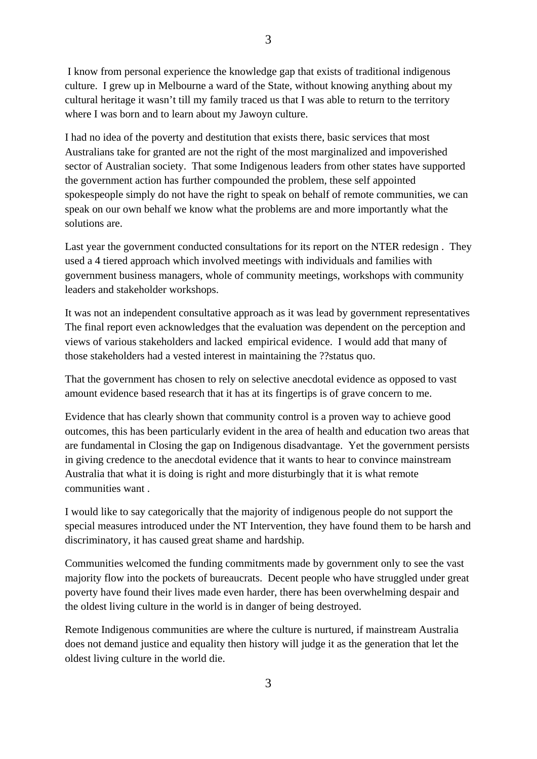I know from personal experience the knowledge gap that exists of traditional indigenous culture. I grew up in Melbourne a ward of the State, without knowing anything about my cultural heritage it wasn't till my family traced us that I was able to return to the territory where I was born and to learn about my Jawoyn culture.

I had no idea of the poverty and destitution that exists there, basic services that most Australians take for granted are not the right of the most marginalized and impoverished sector of Australian society. That some Indigenous leaders from other states have supported the government action has further compounded the problem, these self appointed spokespeople simply do not have the right to speak on behalf of remote communities, we can speak on our own behalf we know what the problems are and more importantly what the solutions are.

Last year the government conducted consultations for its report on the NTER redesign . They used a 4 tiered approach which involved meetings with individuals and families with government business managers, whole of community meetings, workshops with community leaders and stakeholder workshops.

It was not an independent consultative approach as it was lead by government representatives The final report even acknowledges that the evaluation was dependent on the perception and views of various stakeholders and lacked empirical evidence. I would add that many of those stakeholders had a vested interest in maintaining the ??status quo.

That the government has chosen to rely on selective anecdotal evidence as opposed to vast amount evidence based research that it has at its fingertips is of grave concern to me.

Evidence that has clearly shown that community control is a proven way to achieve good outcomes, this has been particularly evident in the area of health and education two areas that are fundamental in Closing the gap on Indigenous disadvantage. Yet the government persists in giving credence to the anecdotal evidence that it wants to hear to convince mainstream Australia that what it is doing is right and more disturbingly that it is what remote communities want .

I would like to say categorically that the majority of indigenous people do not support the special measures introduced under the NT Intervention, they have found them to be harsh and discriminatory, it has caused great shame and hardship.

Communities welcomed the funding commitments made by government only to see the vast majority flow into the pockets of bureaucrats. Decent people who have struggled under great poverty have found their lives made even harder, there has been overwhelming despair and the oldest living culture in the world is in danger of being destroyed.

Remote Indigenous communities are where the culture is nurtured, if mainstream Australia does not demand justice and equality then history will judge it as the generation that let the oldest living culture in the world die.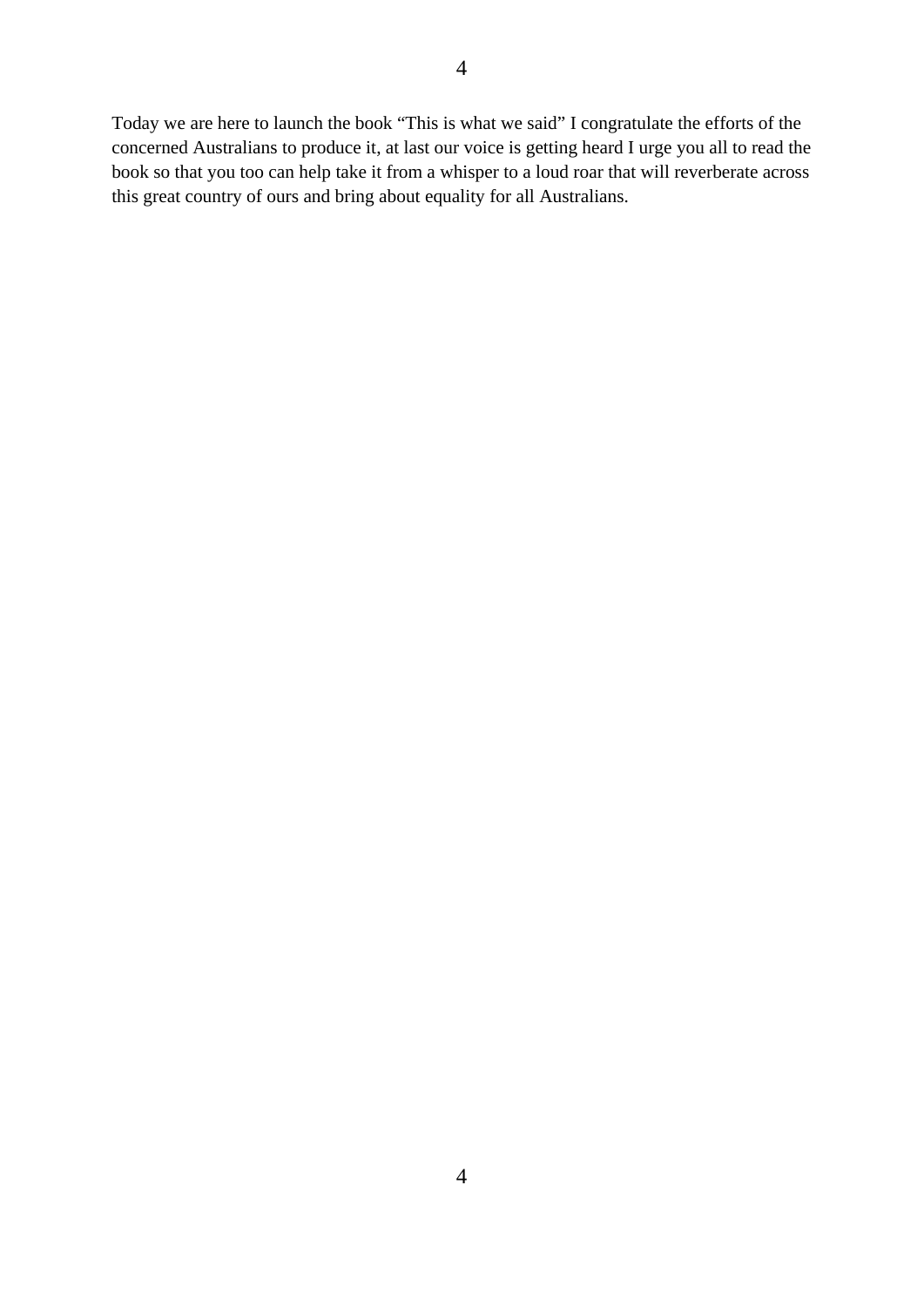Today we are here to launch the book "This is what we said" I congratulate the efforts of the concerned Australians to produce it, at last our voice is getting heard I urge you all to read the book so that you too can help take it from a whisper to a loud roar that will reverberate across this great country of ours and bring about equality for all Australians.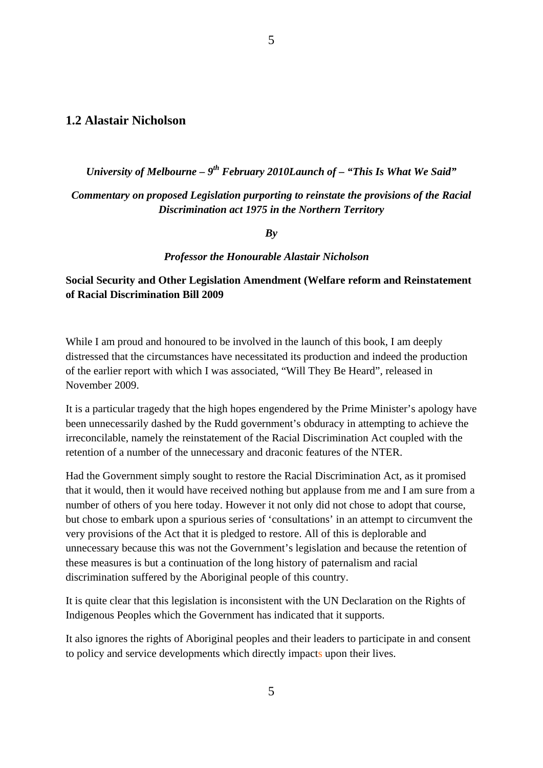## 1.2 Alastair Nicholson

***University of Melbourne – 9th February 2010Launch of – "This Is What We Said"***

***Commentary on proposed Legislation purporting to reinstate the provisions of the Racial Discrimination act 1975 in the Northern Territory***

***By***

***Professor the Honourable Alastair Nicholson***

**Social Security and Other Legislation Amendment (Welfare reform and Reinstatement of Racial Discrimination Bill 2009**

While I am proud and honoured to be involved in the launch of this book, I am deeply distressed that the circumstances have necessitated its production and indeed the production of the earlier report with which I was associated, "Will They Be Heard", released in November 2009.

It is a particular tragedy that the high hopes engendered by the Prime Minister's apology have been unnecessarily dashed by the Rudd government's obduracy in attempting to achieve the irreconcilable, namely the reinstatement of the Racial Discrimination Act coupled with the retention of a number of the unnecessary and draconic features of the NTER.

Had the Government simply sought to restore the Racial Discrimination Act, as it promised that it would, then it would have received nothing but applause from me and I am sure from a number of others of you here today. However it not only did not chose to adopt that course, but chose to embark upon a spurious series of 'consultations' in an attempt to circumvent the very provisions of the Act that it is pledged to restore. All of this is deplorable and unnecessary because this was not the Government's legislation and because the retention of these measures is but a continuation of the long history of paternalism and racial discrimination suffered by the Aboriginal people of this country.

It is quite clear that this legislation is inconsistent with the UN Declaration on the Rights of Indigenous Peoples which the Government has indicated that it supports.

It also ignores the rights of Aboriginal peoples and their leaders to participate in and consent to policy and service developments which directly impacts upon their lives.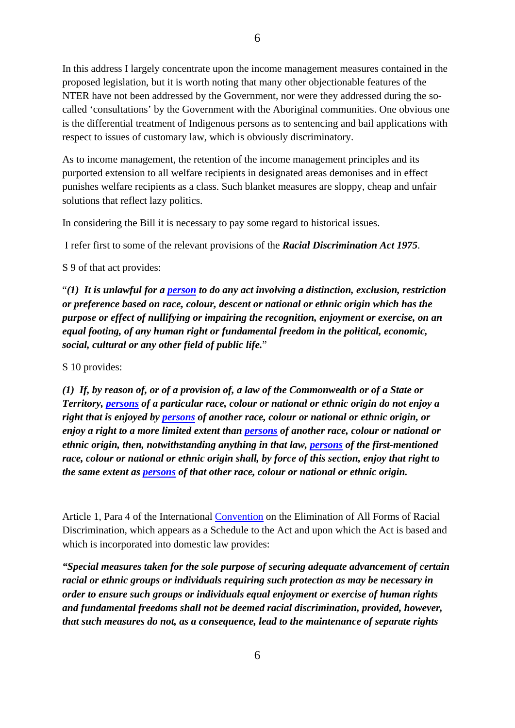In this address I largely concentrate upon the income management measures contained in the proposed legislation, but it is worth noting that many other objectionable features of the NTER have not been addressed by the Government, nor were they addressed during the so-called 'consultations' by the Government with the Aboriginal communities. One obvious one is the differential treatment of Indigenous persons as to sentencing and bail applications with respect to issues of customary law, which is obviously discriminatory.

As to income management, the retention of the income management principles and its purported extension to all welfare recipients in designated areas demonises and in effect punishes welfare recipients as a class. Such blanket measures are sloppy, cheap and unfair solutions that reflect lazy politics.

In considering the Bill it is necessary to pay some regard to historical issues.

I refer first to some of the relevant provisions of the ***Racial Discrimination Act 1975***.

S 9 of that act provides:

"***(1) It is unlawful for a person to do any act involving a distinction, exclusion, restriction or preference based on race, colour, descent or national or ethnic origin which has the purpose or effect of nullifying or impairing the recognition, enjoyment or exercise, on an equal footing, of any human right or fundamental freedom in the political, economic, social, cultural or any other field of public life.***"

S 10 provides:

***(1) If, by reason of, or of a provision of, a law of the Commonwealth or of a State or Territory, persons of a particular race, colour or national or ethnic origin do not enjoy a right that is enjoyed by persons of another race, colour or national or ethnic origin, or enjoy a right to a more limited extent than persons of another race, colour or national or ethnic origin, then, notwithstanding anything in that law, persons of the first-mentioned race, colour or national or ethnic origin shall, by force of this section, enjoy that right to the same extent as persons of that other race, colour or national or ethnic origin.***

Article 1, Para 4 of the International Convention on the Elimination of All Forms of Racial Discrimination, which appears as a Schedule to the Act and upon which the Act is based and which is incorporated into domestic law provides:

***"Special measures taken for the sole purpose of securing adequate advancement of certain racial or ethnic groups or individuals requiring such protection as may be necessary in order to ensure such groups or individuals equal enjoyment or exercise of human rights and fundamental freedoms shall not be deemed racial discrimination, provided, however, that such measures do not, as a consequence, lead to the maintenance of separate rights***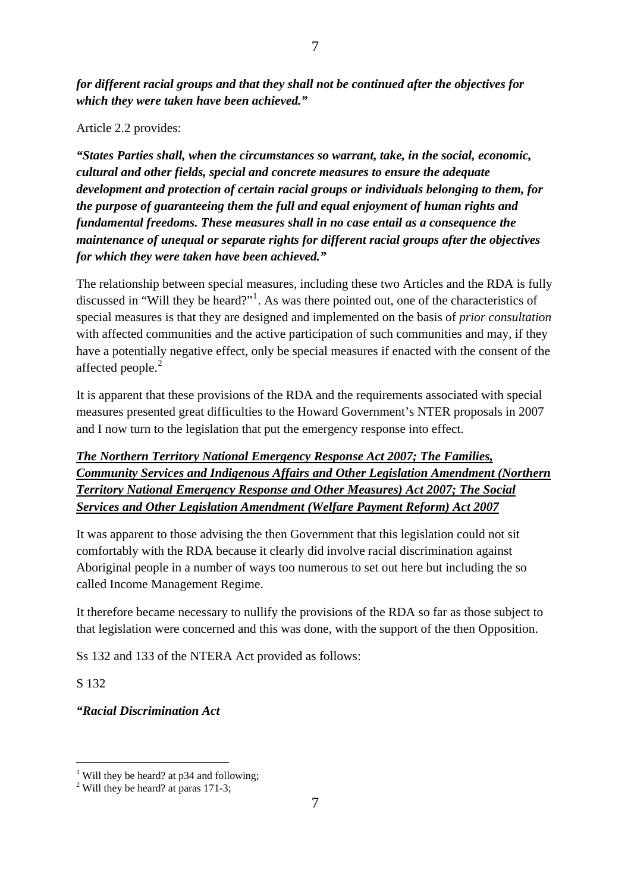***for different racial groups and that they shall not be continued after the objectives for which they were taken have been achieved."***

Article 2.2 provides:

***"States Parties shall, when the circumstances so warrant, take, in the social, economic, cultural and other fields, special and concrete measures to ensure the adequate development and protection of certain racial groups or individuals belonging to them, for the purpose of guaranteeing them the full and equal enjoyment of human rights and fundamental freedoms. These measures shall in no case entail as a consequence the maintenance of unequal or separate rights for different racial groups after the objectives for which they were taken have been achieved."***

The relationship between special measures, including these two Articles and the RDA is fully discussed in "Will they be heard?"[1]. As was there pointed out, one of the characteristics of special measures is that they are designed and implemented on the basis of *prior consultation* with affected communities and the active participation of such communities and may, if they have a potentially negative effect, only be special measures if enacted with the consent of the affected people.[2]

It is apparent that these provisions of the RDA and the requirements associated with special measures presented great difficulties to the Howard Government's NTER proposals in 2007 and I now turn to the legislation that put the emergency response into effect.

***The Northern Territory National Emergency Response Act 2007; The Families, Community Services and Indigenous Affairs and Other Legislation Amendment (Northern Territory National Emergency Response and Other Measures) Act 2007; The Social Services and Other Legislation Amendment (Welfare Payment Reform) Act 2007***

It was apparent to those advising the then Government that this legislation could not sit comfortably with the RDA because it clearly did involve racial discrimination against Aboriginal people in a number of ways too numerous to set out here but including the so called Income Management Regime.

It therefore became necessary to nullify the provisions of the RDA so far as those subject to that legislation were concerned and this was done, with the support of the then Opposition.

Ss 132 and 133 of the NTERA Act provided as follows:

S 132

***"Racial Discrimination Act***

---

[1] Will they be heard? at p34 and following;

[2] Will they be heard? at paras 171-3;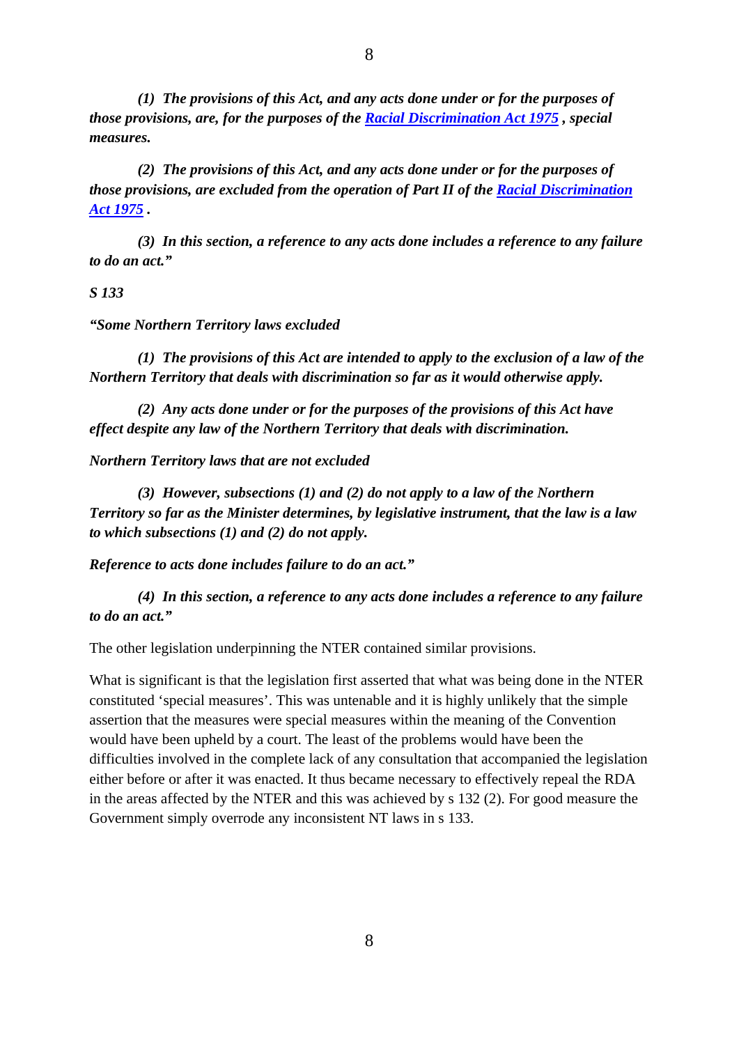***(1) The provisions of this Act, and any acts done under or for the purposes of those provisions, are, for the purposes of the [Racial Discrimination Act 1975](), special measures.***

***(2) The provisions of this Act, and any acts done under or for the purposes of those provisions, are excluded from the operation of Part II of the [Racial Discrimination Act 1975]().***

***(3) In this section, a reference to any acts done includes a reference to any failure to do an act."***

***S 133***

***"Some Northern Territory laws excluded***

***(1) The provisions of this Act are intended to apply to the exclusion of a law of the Northern Territory that deals with discrimination so far as it would otherwise apply.***

***(2) Any acts done under or for the purposes of the provisions of this Act have effect despite any law of the Northern Territory that deals with discrimination.***

***Northern Territory laws that are not excluded***

***(3) However, subsections (1) and (2) do not apply to a law of the Northern Territory so far as the Minister determines, by legislative instrument, that the law is a law to which subsections (1) and (2) do not apply.***

***Reference to acts done includes failure to do an act."***

***(4) In this section, a reference to any acts done includes a reference to any failure to do an act."***

The other legislation underpinning the NTER contained similar provisions.

What is significant is that the legislation first asserted that what was being done in the NTER constituted 'special measures'. This was untenable and it is highly unlikely that the simple assertion that the measures were special measures within the meaning of the Convention would have been upheld by a court. The least of the problems would have been the difficulties involved in the complete lack of any consultation that accompanied the legislation either before or after it was enacted. It thus became necessary to effectively repeal the RDA in the areas affected by the NTER and this was achieved by s 132 (2). For good measure the Government simply overrode any inconsistent NT laws in s 133.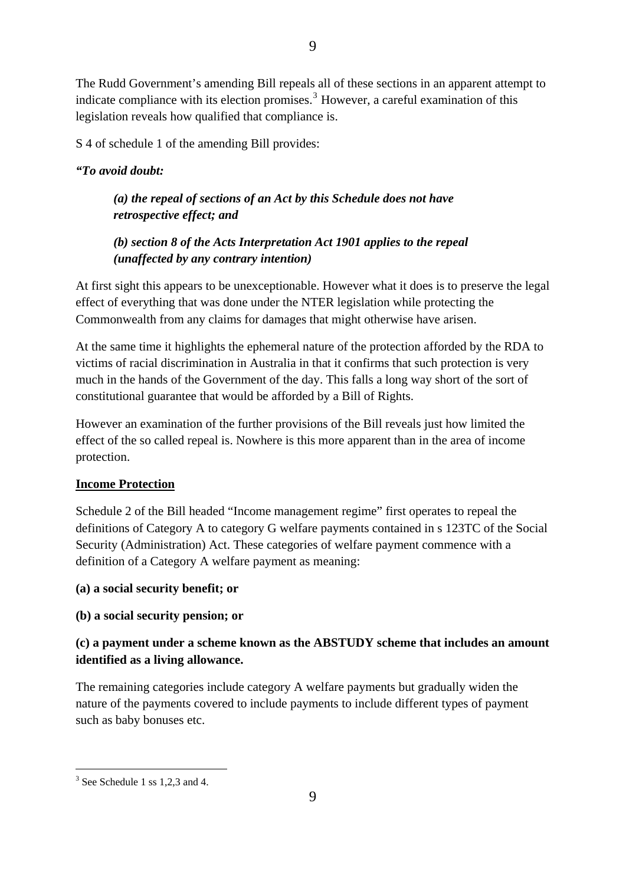The Rudd Government's amending Bill repeals all of these sections in an apparent attempt to indicate compliance with its election promises.[3] However, a careful examination of this legislation reveals how qualified that compliance is.

S 4 of schedule 1 of the amending Bill provides:

***"To avoid doubt:***

> ***(a) the repeal of sections of an Act by this Schedule does not have retrospective effect; and***
>
> ***(b) section 8 of the Acts Interpretation Act 1901 applies to the repeal (unaffected by any contrary intention)***

At first sight this appears to be unexceptionable. However what it does is to preserve the legal effect of everything that was done under the NTER legislation while protecting the Commonwealth from any claims for damages that might otherwise have arisen.

At the same time it highlights the ephemeral nature of the protection afforded by the RDA to victims of racial discrimination in Australia in that it confirms that such protection is very much in the hands of the Government of the day. This falls a long way short of the sort of constitutional guarantee that would be afforded by a Bill of Rights.

However an examination of the further provisions of the Bill reveals just how limited the effect of the so called repeal is. Nowhere is this more apparent than in the area of income protection.

<u>**Income Protection**</u>

Schedule 2 of the Bill headed "Income management regime" first operates to repeal the definitions of Category A to category G welfare payments contained in s 123TC of the Social Security (Administration) Act. These categories of welfare payment commence with a definition of a Category A welfare payment as meaning:

**(a) a social security benefit; or**

**(b) a social security pension; or**

**(c) a payment under a scheme known as the ABSTUDY scheme that includes an amount identified as a living allowance.**

The remaining categories include category A welfare payments but gradually widen the nature of the payments covered to include payments to include different types of payment such as baby bonuses etc.

---

[3] See Schedule 1 ss 1,2,3 and 4.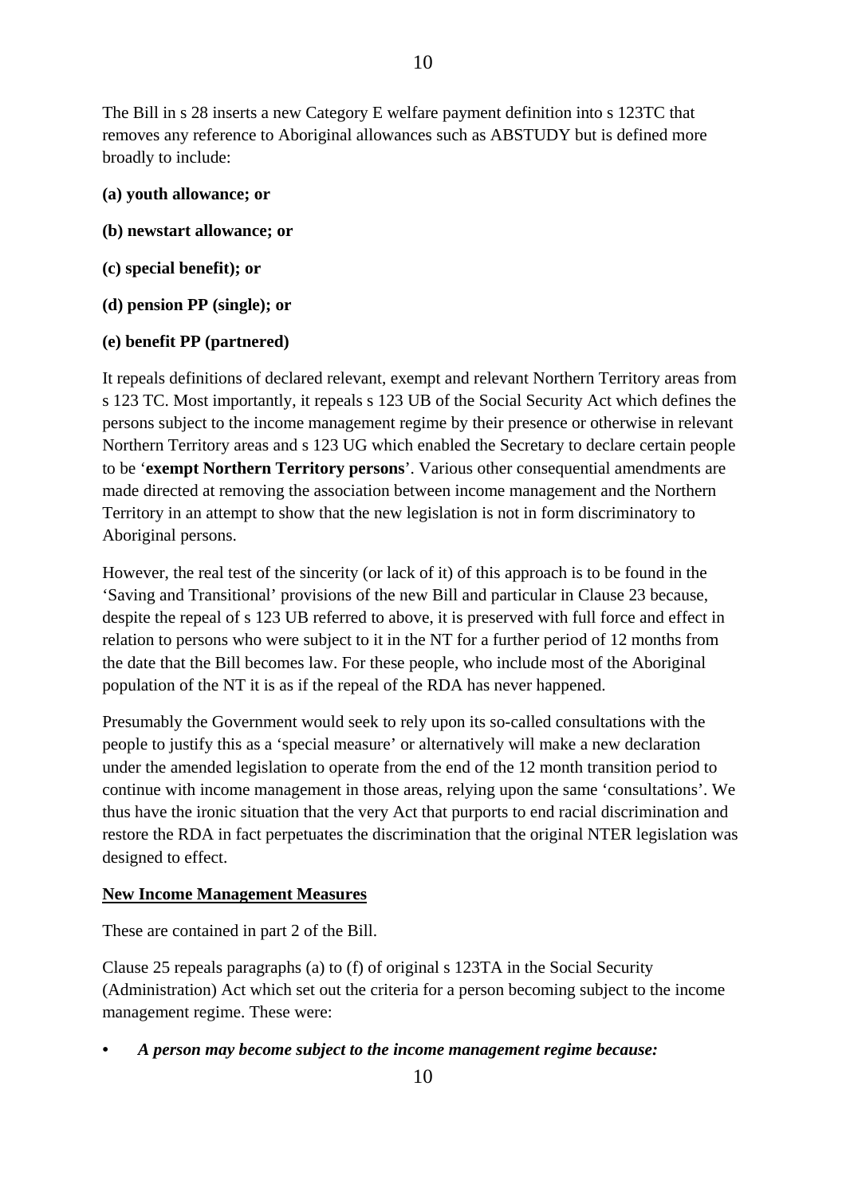The Bill in s 28 inserts a new Category E welfare payment definition into s 123TC that removes any reference to Aboriginal allowances such as ABSTUDY but is defined more broadly to include:

**(a) youth allowance; or**

**(b) newstart allowance; or**

**(c) special benefit); or**

**(d) pension PP (single); or**

**(e) benefit PP (partnered)**

It repeals definitions of declared relevant, exempt and relevant Northern Territory areas from s 123 TC. Most importantly, it repeals s 123 UB of the Social Security Act which defines the persons subject to the income management regime by their presence or otherwise in relevant Northern Territory areas and s 123 UG which enabled the Secretary to declare certain people to be '**exempt Northern Territory persons**'. Various other consequential amendments are made directed at removing the association between income management and the Northern Territory in an attempt to show that the new legislation is not in form discriminatory to Aboriginal persons.

However, the real test of the sincerity (or lack of it) of this approach is to be found in the 'Saving and Transitional' provisions of the new Bill and particular in Clause 23 because, despite the repeal of s 123 UB referred to above, it is preserved with full force and effect in relation to persons who were subject to it in the NT for a further period of 12 months from the date that the Bill becomes law. For these people, who include most of the Aboriginal population of the NT it is as if the repeal of the RDA has never happened.

Presumably the Government would seek to rely upon its so-called consultations with the people to justify this as a 'special measure' or alternatively will make a new declaration under the amended legislation to operate from the end of the 12 month transition period to continue with income management in those areas, relying upon the same 'consultations'. We thus have the ironic situation that the very Act that purports to end racial discrimination and restore the RDA in fact perpetuates the discrimination that the original NTER legislation was designed to effect.

**New Income Management Measures**

These are contained in part 2 of the Bill.

Clause 25 repeals paragraphs (a) to (f) of original s 123TA in the Social Security (Administration) Act which set out the criteria for a person becoming subject to the income management regime. These were:

- ***A person may become subject to the income management regime because:***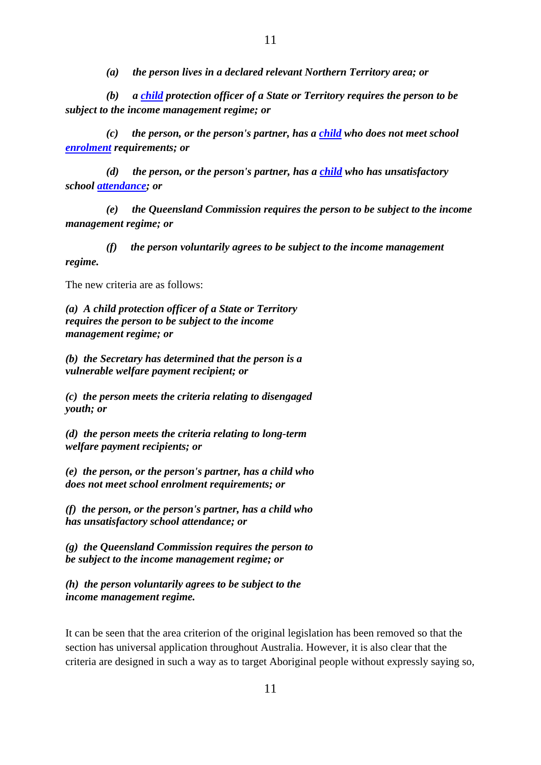*(a) the person lives in a declared relevant Northern Territory area; or*

*(b) a child protection officer of a State or Territory requires the person to be subject to the income management regime; or*

*(c) the person, or the person's partner, has a child who does not meet school enrolment requirements; or*

*(d) the person, or the person's partner, has a child who has unsatisfactory school attendance; or*

*(e) the Queensland Commission requires the person to be subject to the income management regime; or*

*(f) the person voluntarily agrees to be subject to the income management regime.*

The new criteria are as follows:

***(a) A child protection officer of a State or Territory requires the person to be subject to the income management regime; or***

***(b) the Secretary has determined that the person is a vulnerable welfare payment recipient; or***

***(c) the person meets the criteria relating to disengaged youth; or***

***(d) the person meets the criteria relating to long-term welfare payment recipients; or***

***(e) the person, or the person's partner, has a child who does not meet school enrolment requirements; or***

***(f) the person, or the person's partner, has a child who has unsatisfactory school attendance; or***

***(g) the Queensland Commission requires the person to be subject to the income management regime; or***

***(h) the person voluntarily agrees to be subject to the income management regime.***

It can be seen that the area criterion of the original legislation has been removed so that the section has universal application throughout Australia. However, it is also clear that the criteria are designed in such a way as to target Aboriginal people without expressly saying so,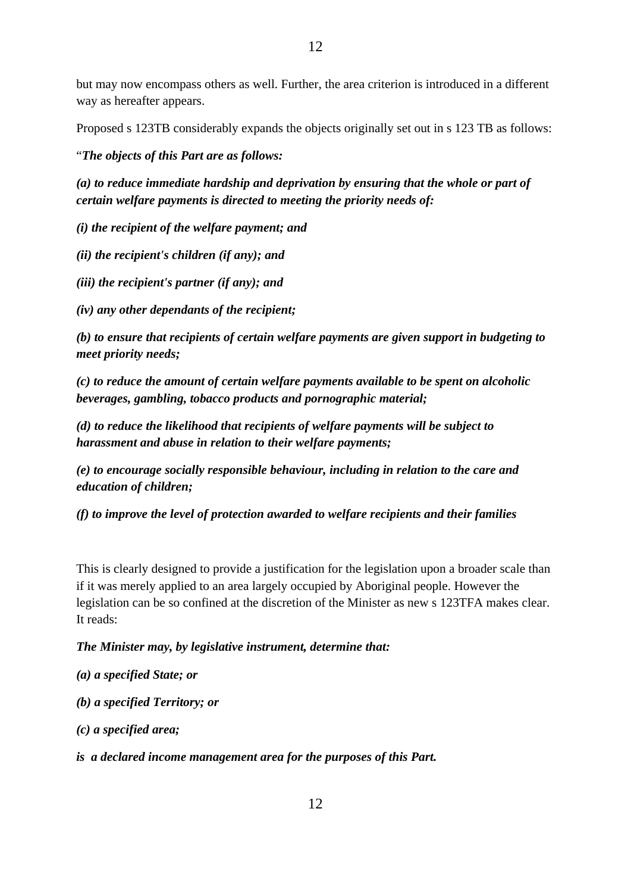but may now encompass others as well. Further, the area criterion is introduced in a different way as hereafter appears.

Proposed s 123TB considerably expands the objects originally set out in s 123 TB as follows:

"***The objects of this Part are as follows:***

***(a) to reduce immediate hardship and deprivation by ensuring that the whole or part of certain welfare payments is directed to meeting the priority needs of:***

***(i) the recipient of the welfare payment; and***

***(ii) the recipient's children (if any); and***

***(iii) the recipient's partner (if any); and***

***(iv) any other dependants of the recipient;***

***(b) to ensure that recipients of certain welfare payments are given support in budgeting to meet priority needs;***

***(c) to reduce the amount of certain welfare payments available to be spent on alcoholic beverages, gambling, tobacco products and pornographic material;***

***(d) to reduce the likelihood that recipients of welfare payments will be subject to harassment and abuse in relation to their welfare payments;***

***(e) to encourage socially responsible behaviour, including in relation to the care and education of children;***

***(f) to improve the level of protection awarded to welfare recipients and their families***

This is clearly designed to provide a justification for the legislation upon a broader scale than if it was merely applied to an area largely occupied by Aboriginal people. However the legislation can be so confined at the discretion of the Minister as new s 123TFA makes clear. It reads:

***The Minister may, by legislative instrument, determine that:***

***(a) a specified State; or***

***(b) a specified Territory; or***

***(c) a specified area;***

***is a declared income management area for the purposes of this Part.***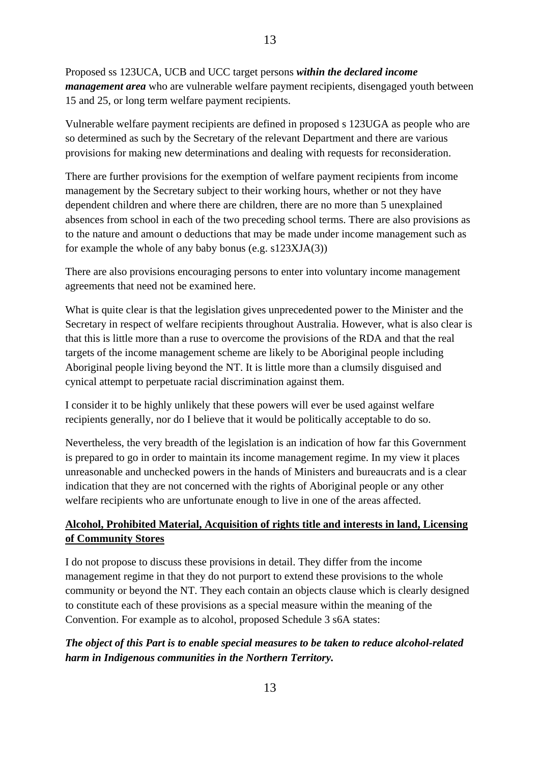Proposed ss 123UCA, UCB and UCC target persons ***within the declared income management area*** who are vulnerable welfare payment recipients, disengaged youth between 15 and 25, or long term welfare payment recipients.

Vulnerable welfare payment recipients are defined in proposed s 123UGA as people who are so determined as such by the Secretary of the relevant Department and there are various provisions for making new determinations and dealing with requests for reconsideration.

There are further provisions for the exemption of welfare payment recipients from income management by the Secretary subject to their working hours, whether or not they have dependent children and where there are children, there are no more than 5 unexplained absences from school in each of the two preceding school terms. There are also provisions as to the nature and amount o deductions that may be made under income management such as for example the whole of any baby bonus (e.g. s123XJA(3))

There are also provisions encouraging persons to enter into voluntary income management agreements that need not be examined here.

What is quite clear is that the legislation gives unprecedented power to the Minister and the Secretary in respect of welfare recipients throughout Australia. However, what is also clear is that this is little more than a ruse to overcome the provisions of the RDA and that the real targets of the income management scheme are likely to be Aboriginal people including Aboriginal people living beyond the NT. It is little more than a clumsily disguised and cynical attempt to perpetuate racial discrimination against them.

I consider it to be highly unlikely that these powers will ever be used against welfare recipients generally, nor do I believe that it would be politically acceptable to do so.

Nevertheless, the very breadth of the legislation is an indication of how far this Government is prepared to go in order to maintain its income management regime. In my view it places unreasonable and unchecked powers in the hands of Ministers and bureaucrats and is a clear indication that they are not concerned with the rights of Aboriginal people or any other welfare recipients who are unfortunate enough to live in one of the areas affected.

**Alcohol, Prohibited Material, Acquisition of rights title and interests in land, Licensing of Community Stores**

I do not propose to discuss these provisions in detail. They differ from the income management regime in that they do not purport to extend these provisions to the whole community or beyond the NT. They each contain an objects clause which is clearly designed to constitute each of these provisions as a special measure within the meaning of the Convention. For example as to alcohol, proposed Schedule 3 s6A states:

***The object of this Part is to enable special measures to be taken to reduce alcohol-related harm in Indigenous communities in the Northern Territory.***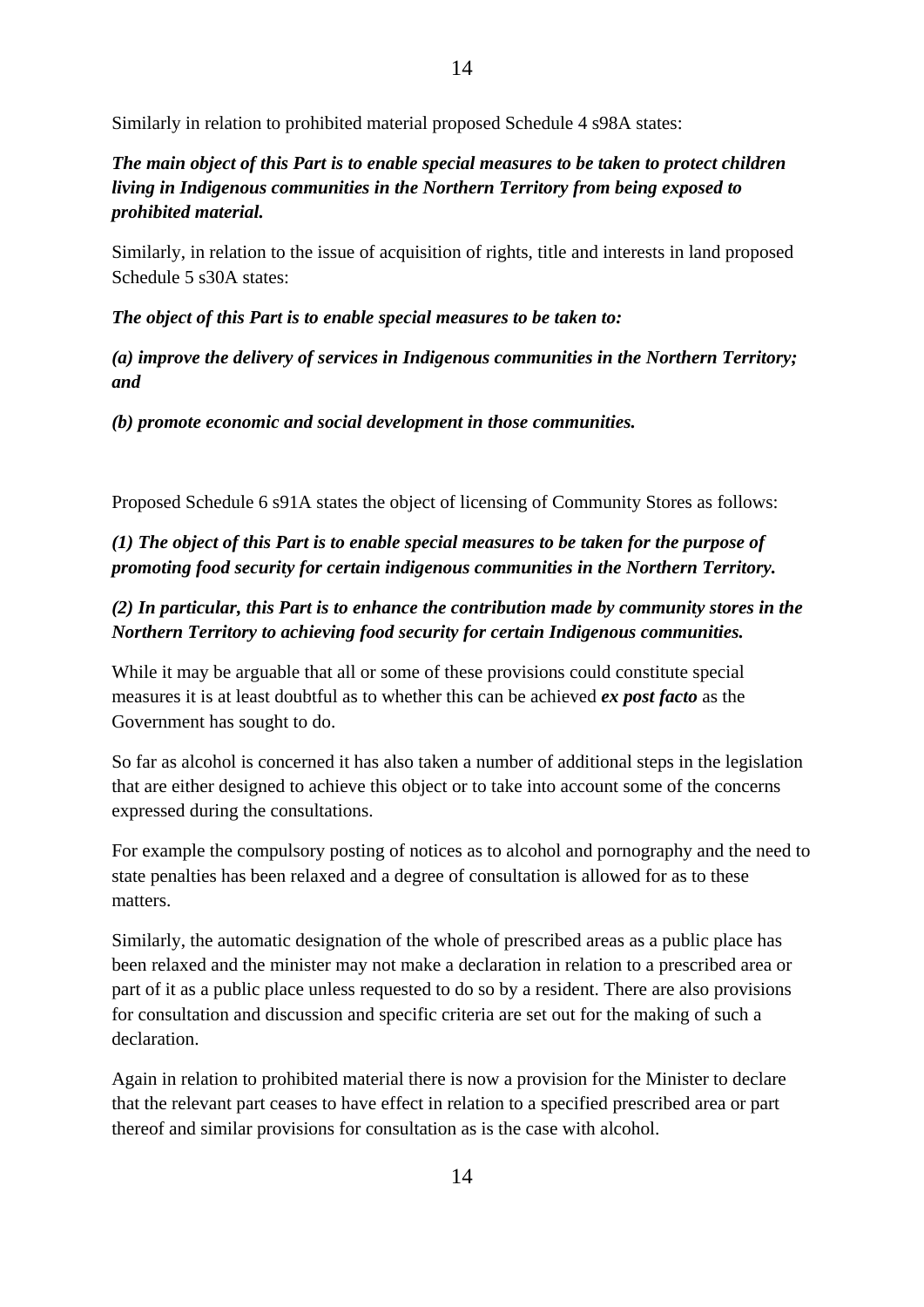Similarly in relation to prohibited material proposed Schedule 4 s98A states:

***The main object of this Part is to enable special measures to be taken to protect children living in Indigenous communities in the Northern Territory from being exposed to prohibited material.***

Similarly, in relation to the issue of acquisition of rights, title and interests in land proposed Schedule 5 s30A states:

***The object of this Part is to enable special measures to be taken to:***

***(a) improve the delivery of services in Indigenous communities in the Northern Territory; and***

***(b) promote economic and social development in those communities.***

Proposed Schedule 6 s91A states the object of licensing of Community Stores as follows:

***(1) The object of this Part is to enable special measures to be taken for the purpose of promoting food security for certain indigenous communities in the Northern Territory.***

***(2) In particular, this Part is to enhance the contribution made by community stores in the Northern Territory to achieving food security for certain Indigenous communities.***

While it may be arguable that all or some of these provisions could constitute special measures it is at least doubtful as to whether this can be achieved ***ex post facto*** as the Government has sought to do.

So far as alcohol is concerned it has also taken a number of additional steps in the legislation that are either designed to achieve this object or to take into account some of the concerns expressed during the consultations.

For example the compulsory posting of notices as to alcohol and pornography and the need to state penalties has been relaxed and a degree of consultation is allowed for as to these matters.

Similarly, the automatic designation of the whole of prescribed areas as a public place has been relaxed and the minister may not make a declaration in relation to a prescribed area or part of it as a public place unless requested to do so by a resident. There are also provisions for consultation and discussion and specific criteria are set out for the making of such a declaration.

Again in relation to prohibited material there is now a provision for the Minister to declare that the relevant part ceases to have effect in relation to a specified prescribed area or part thereof and similar provisions for consultation as is the case with alcohol.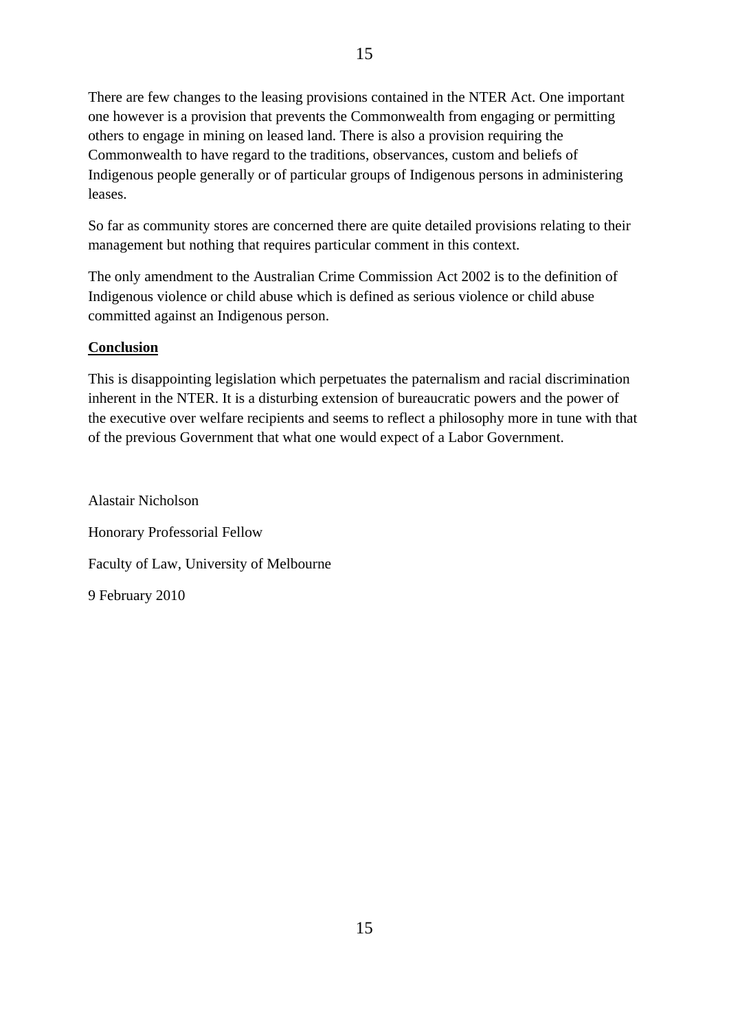There are few changes to the leasing provisions contained in the NTER Act. One important one however is a provision that prevents the Commonwealth from engaging or permitting others to engage in mining on leased land. There is also a provision requiring the Commonwealth to have regard to the traditions, observances, custom and beliefs of Indigenous people generally or of particular groups of Indigenous persons in administering leases.

So far as community stores are concerned there are quite detailed provisions relating to their management but nothing that requires particular comment in this context.

The only amendment to the Australian Crime Commission Act 2002 is to the definition of Indigenous violence or child abuse which is defined as serious violence or child abuse committed against an Indigenous person.

## Conclusion

This is disappointing legislation which perpetuates the paternalism and racial discrimination inherent in the NTER. It is a disturbing extension of bureaucratic powers and the power of the executive over welfare recipients and seems to reflect a philosophy more in tune with that of the previous Government that what one would expect of a Labor Government.

Alastair Nicholson

Honorary Professorial Fellow

Faculty of Law, University of Melbourne

9 February 2010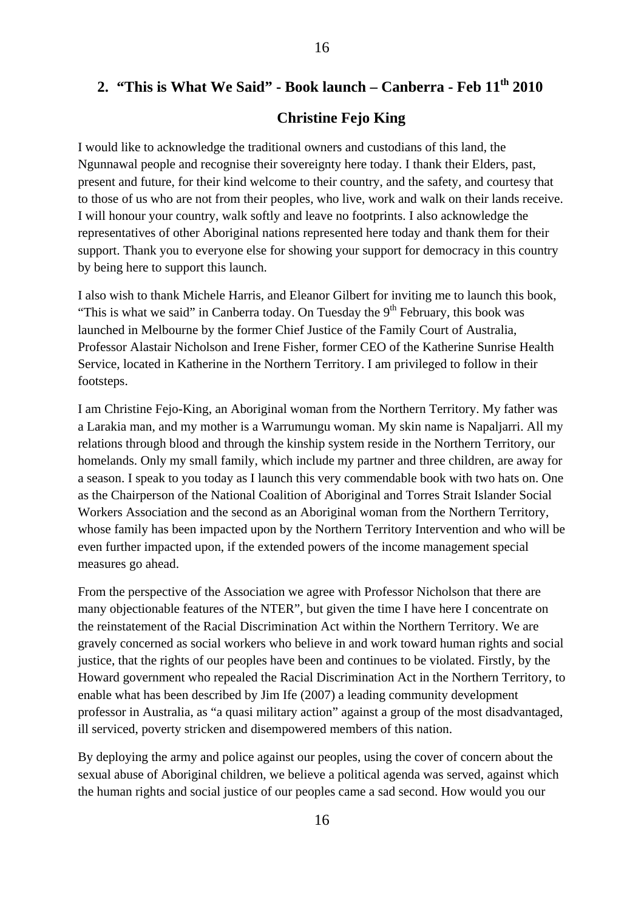## 2. "This is What We Said" - Book launch – Canberra - Feb 11th 2010

### Christine Fejo King

I would like to acknowledge the traditional owners and custodians of this land, the Ngunnawal people and recognise their sovereignty here today. I thank their Elders, past, present and future, for their kind welcome to their country, and the safety, and courtesy that to those of us who are not from their peoples, who live, work and walk on their lands receive. I will honour your country, walk softly and leave no footprints. I also acknowledge the representatives of other Aboriginal nations represented here today and thank them for their support. Thank you to everyone else for showing your support for democracy in this country by being here to support this launch.

I also wish to thank Michele Harris, and Eleanor Gilbert for inviting me to launch this book, "This is what we said" in Canberra today. On Tuesday the 9th February, this book was launched in Melbourne by the former Chief Justice of the Family Court of Australia, Professor Alastair Nicholson and Irene Fisher, former CEO of the Katherine Sunrise Health Service, located in Katherine in the Northern Territory. I am privileged to follow in their footsteps.

I am Christine Fejo-King, an Aboriginal woman from the Northern Territory. My father was a Larakia man, and my mother is a Warrumungu woman. My skin name is Napaljarri. All my relations through blood and through the kinship system reside in the Northern Territory, our homelands. Only my small family, which include my partner and three children, are away for a season. I speak to you today as I launch this very commendable book with two hats on. One as the Chairperson of the National Coalition of Aboriginal and Torres Strait Islander Social Workers Association and the second as an Aboriginal woman from the Northern Territory, whose family has been impacted upon by the Northern Territory Intervention and who will be even further impacted upon, if the extended powers of the income management special measures go ahead.

From the perspective of the Association we agree with Professor Nicholson that there are many objectionable features of the NTER", but given the time I have here I concentrate on the reinstatement of the Racial Discrimination Act within the Northern Territory. We are gravely concerned as social workers who believe in and work toward human rights and social justice, that the rights of our peoples have been and continues to be violated. Firstly, by the Howard government who repealed the Racial Discrimination Act in the Northern Territory, to enable what has been described by Jim Ife (2007) a leading community development professor in Australia, as "a quasi military action" against a group of the most disadvantaged, ill serviced, poverty stricken and disempowered members of this nation.

By deploying the army and police against our peoples, using the cover of concern about the sexual abuse of Aboriginal children, we believe a political agenda was served, against which the human rights and social justice of our peoples came a sad second. How would you our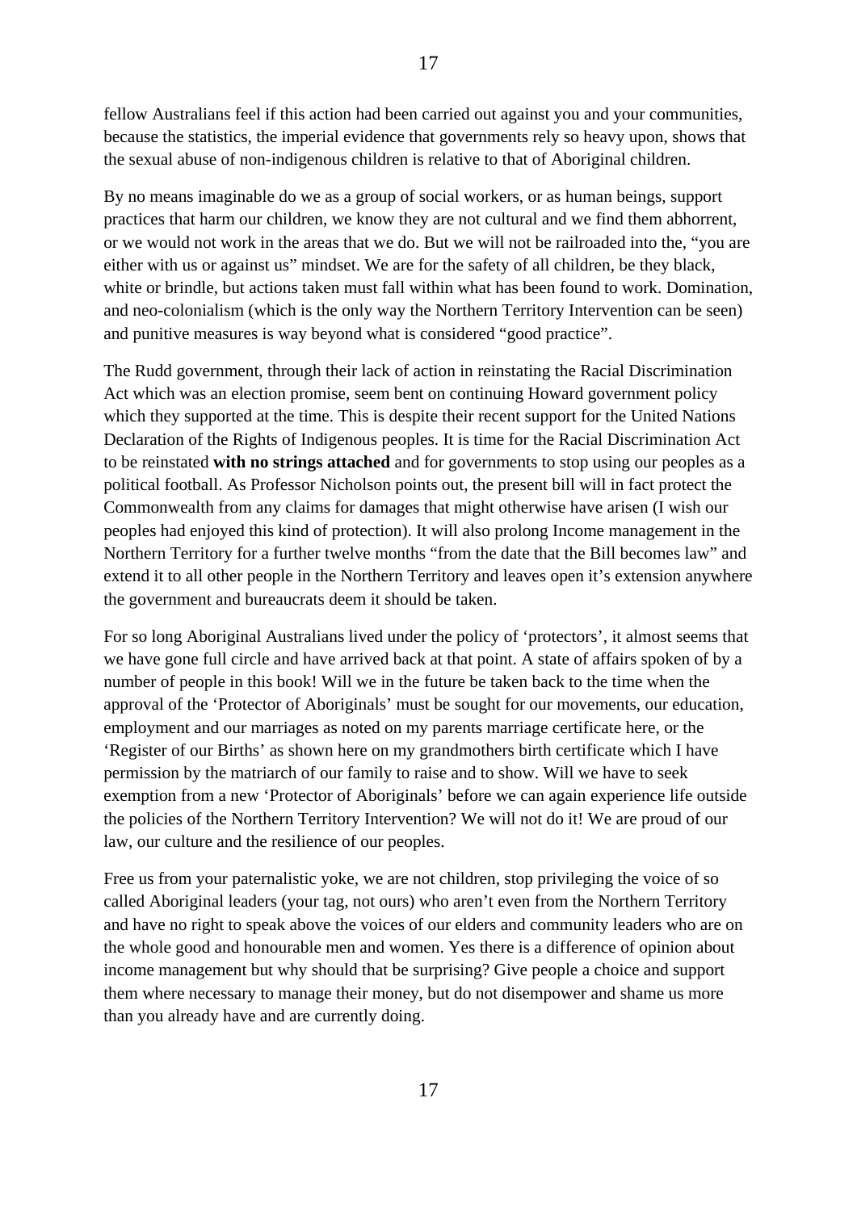fellow Australians feel if this action had been carried out against you and your communities, because the statistics, the imperial evidence that governments rely so heavy upon, shows that the sexual abuse of non-indigenous children is relative to that of Aboriginal children.

By no means imaginable do we as a group of social workers, or as human beings, support practices that harm our children, we know they are not cultural and we find them abhorrent, or we would not work in the areas that we do. But we will not be railroaded into the, "you are either with us or against us" mindset. We are for the safety of all children, be they black, white or brindle, but actions taken must fall within what has been found to work. Domination, and neo-colonialism (which is the only way the Northern Territory Intervention can be seen) and punitive measures is way beyond what is considered "good practice".

The Rudd government, through their lack of action in reinstating the Racial Discrimination Act which was an election promise, seem bent on continuing Howard government policy which they supported at the time. This is despite their recent support for the United Nations Declaration of the Rights of Indigenous peoples. It is time for the Racial Discrimination Act to be reinstated **with no strings attached** and for governments to stop using our peoples as a political football. As Professor Nicholson points out, the present bill will in fact protect the Commonwealth from any claims for damages that might otherwise have arisen (I wish our peoples had enjoyed this kind of protection). It will also prolong Income management in the Northern Territory for a further twelve months "from the date that the Bill becomes law" and extend it to all other people in the Northern Territory and leaves open it's extension anywhere the government and bureaucrats deem it should be taken.

For so long Aboriginal Australians lived under the policy of 'protectors', it almost seems that we have gone full circle and have arrived back at that point. A state of affairs spoken of by a number of people in this book! Will we in the future be taken back to the time when the approval of the 'Protector of Aboriginals' must be sought for our movements, our education, employment and our marriages as noted on my parents marriage certificate here, or the 'Register of our Births' as shown here on my grandmothers birth certificate which I have permission by the matriarch of our family to raise and to show. Will we have to seek exemption from a new 'Protector of Aboriginals' before we can again experience life outside the policies of the Northern Territory Intervention? We will not do it! We are proud of our law, our culture and the resilience of our peoples.

Free us from your paternalistic yoke, we are not children, stop privileging the voice of so called Aboriginal leaders (your tag, not ours) who aren't even from the Northern Territory and have no right to speak above the voices of our elders and community leaders who are on the whole good and honourable men and women. Yes there is a difference of opinion about income management but why should that be surprising? Give people a choice and support them where necessary to manage their money, but do not disempower and shame us more than you already have and are currently doing.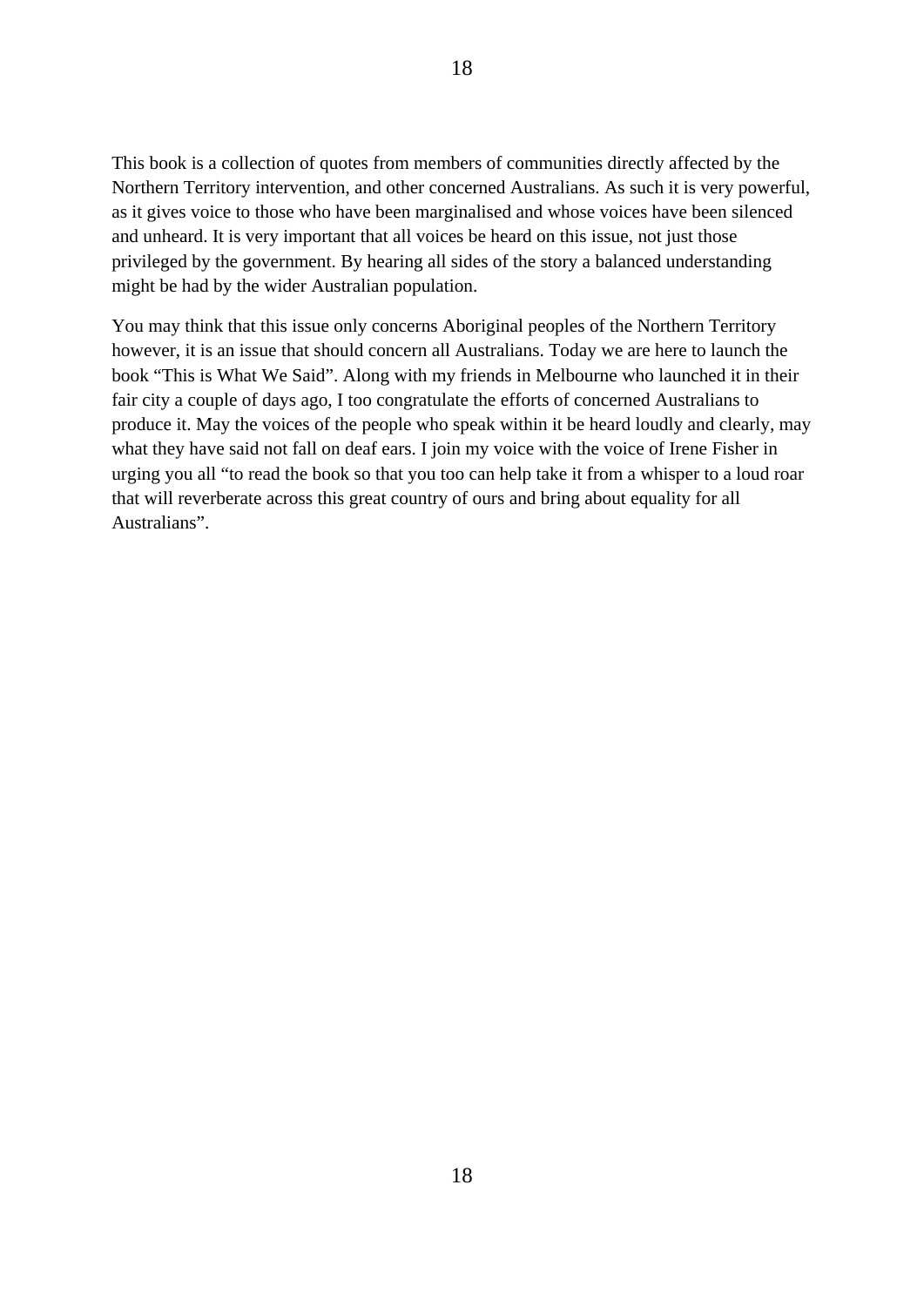This book is a collection of quotes from members of communities directly affected by the Northern Territory intervention, and other concerned Australians. As such it is very powerful, as it gives voice to those who have been marginalised and whose voices have been silenced and unheard. It is very important that all voices be heard on this issue, not just those privileged by the government. By hearing all sides of the story a balanced understanding might be had by the wider Australian population.

You may think that this issue only concerns Aboriginal peoples of the Northern Territory however, it is an issue that should concern all Australians. Today we are here to launch the book “This is What We Said”. Along with my friends in Melbourne who launched it in their fair city a couple of days ago, I too congratulate the efforts of concerned Australians to produce it. May the voices of the people who speak within it be heard loudly and clearly, may what they have said not fall on deaf ears. I join my voice with the voice of Irene Fisher in urging you all “to read the book so that you too can help take it from a whisper to a loud roar that will reverberate across this great country of ours and bring about equality for all Australians”.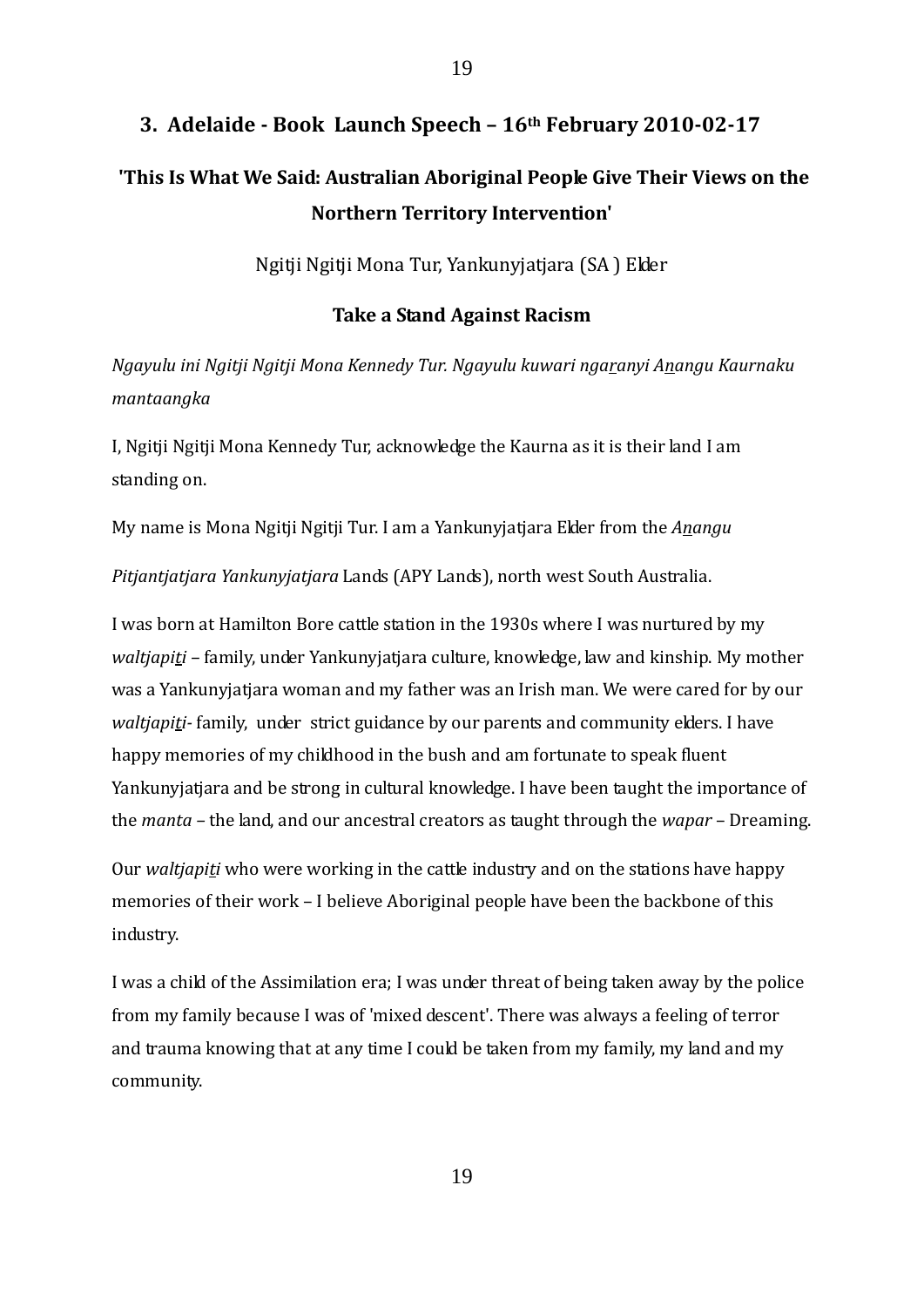## 3. Adelaide - Book Launch Speech – 16th February 2010-02-17

### 'This Is What We Said: Australian Aboriginal People Give Their Views on the Northern Territory Intervention'

Ngitji Ngitji Mona Tur, Yankunyjatjara (SA ) Elder

### Take a Stand Against Racism

*Ngayulu ini Ngitji Ngitji Mona Kennedy Tur. Ngayulu kuwari nga*r*anyi A*n*angu Kaurnaku mantaangka*

I, Ngitji Ngitji Mona Kennedy Tur, acknowledge the Kaurna as it is their land I am standing on.

My name is Mona Ngitji Ngitji Tur. I am a Yankunyjatjara Elder from the *A*n*angu*

*Pitjantjatjara Yankunyjatjara* Lands (APY Lands), north west South Australia.

I was born at Hamilton Bore cattle station in the 1930s where I was nurtured by my *waltjapi*t*i* – family, under Yankunyjatjara culture, knowledge, law and kinship. My mother was a Yankunyjatjara woman and my father was an Irish man. We were cared for by our *waltjapi*t*i*- family, under strict guidance by our parents and community elders. I have happy memories of my childhood in the bush and am fortunate to speak fluent Yankunyjatjara and be strong in cultural knowledge. I have been taught the importance of the *manta* – the land, and our ancestral creators as taught through the *wapar* – Dreaming.

Our *waltjapi*t*i* who were working in the cattle industry and on the stations have happy memories of their work – I believe Aboriginal people have been the backbone of this industry.

I was a child of the Assimilation era; I was under threat of being taken away by the police from my family because I was of 'mixed descent'. There was always a feeling of terror and trauma knowing that at any time I could be taken from my family, my land and my community.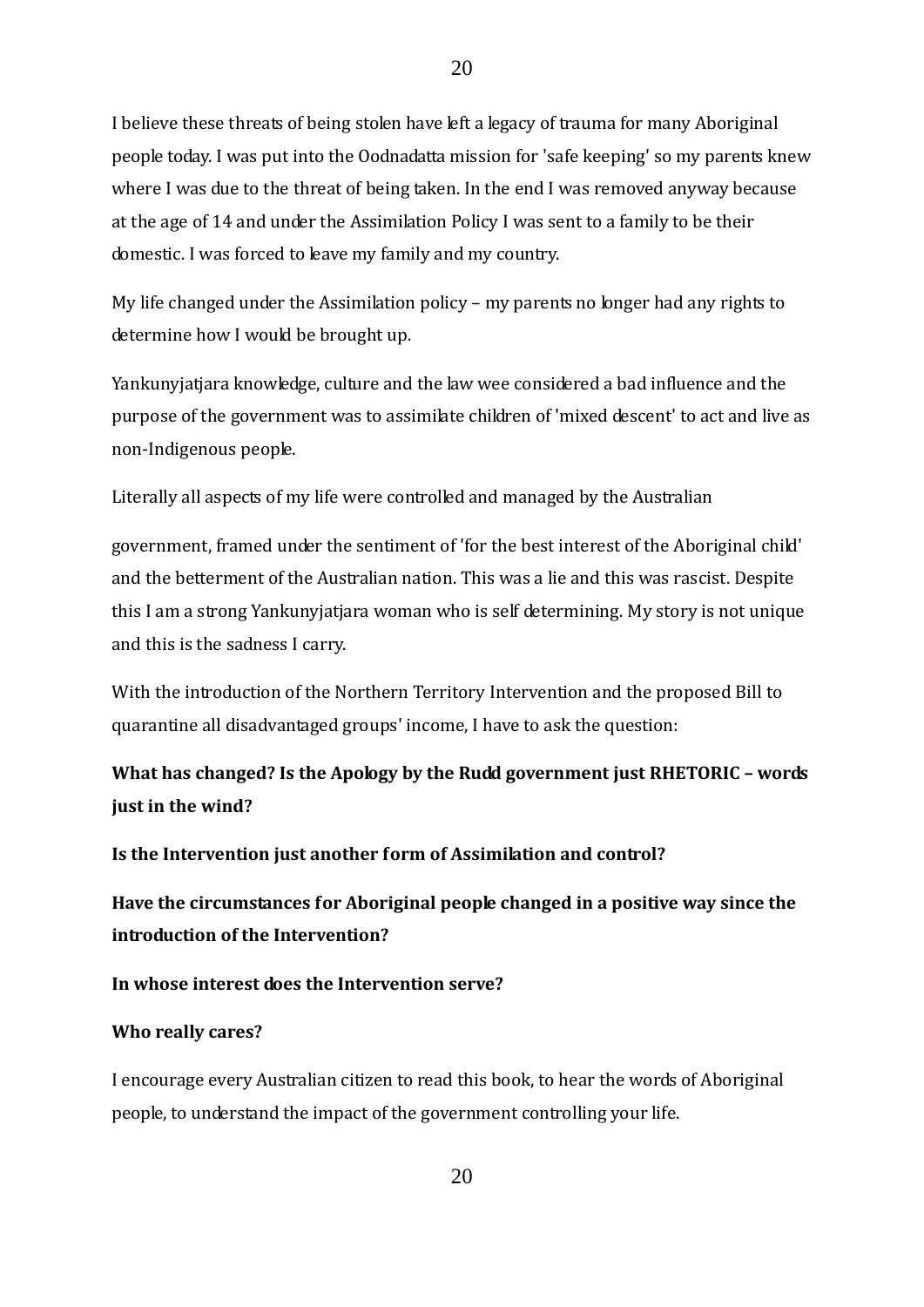I believe these threats of being stolen have left a legacy of trauma for many Aboriginal people today. I was put into the Oodnadatta mission for 'safe keeping' so my parents knew where I was due to the threat of being taken. In the end I was removed anyway because at the age of 14 and under the Assimilation Policy I was sent to a family to be their domestic. I was forced to leave my family and my country.

My life changed under the Assimilation policy – my parents no longer had any rights to determine how I would be brought up.

Yankunyjatjara knowledge, culture and the law wee considered a bad influence and the purpose of the government was to assimilate children of 'mixed descent' to act and live as non-Indigenous people.

Literally all aspects of my life were controlled and managed by the Australian

government, framed under the sentiment of 'for the best interest of the Aboriginal child' and the betterment of the Australian nation. This was a lie and this was rascist. Despite this I am a strong Yankunyjatjara woman who is self determining. My story is not unique and this is the sadness I carry.

With the introduction of the Northern Territory Intervention and the proposed Bill to quarantine all disadvantaged groups' income, I have to ask the question:

**What has changed? Is the Apology by the Rudd government just RHETORIC – words just in the wind?**

**Is the Intervention just another form of Assimilation and control?**

**Have the circumstances for Aboriginal people changed in a positive way since the introduction of the Intervention?**

**In whose interest does the Intervention serve?**

**Who really cares?**

I encourage every Australian citizen to read this book, to hear the words of Aboriginal people, to understand the impact of the government controlling your life.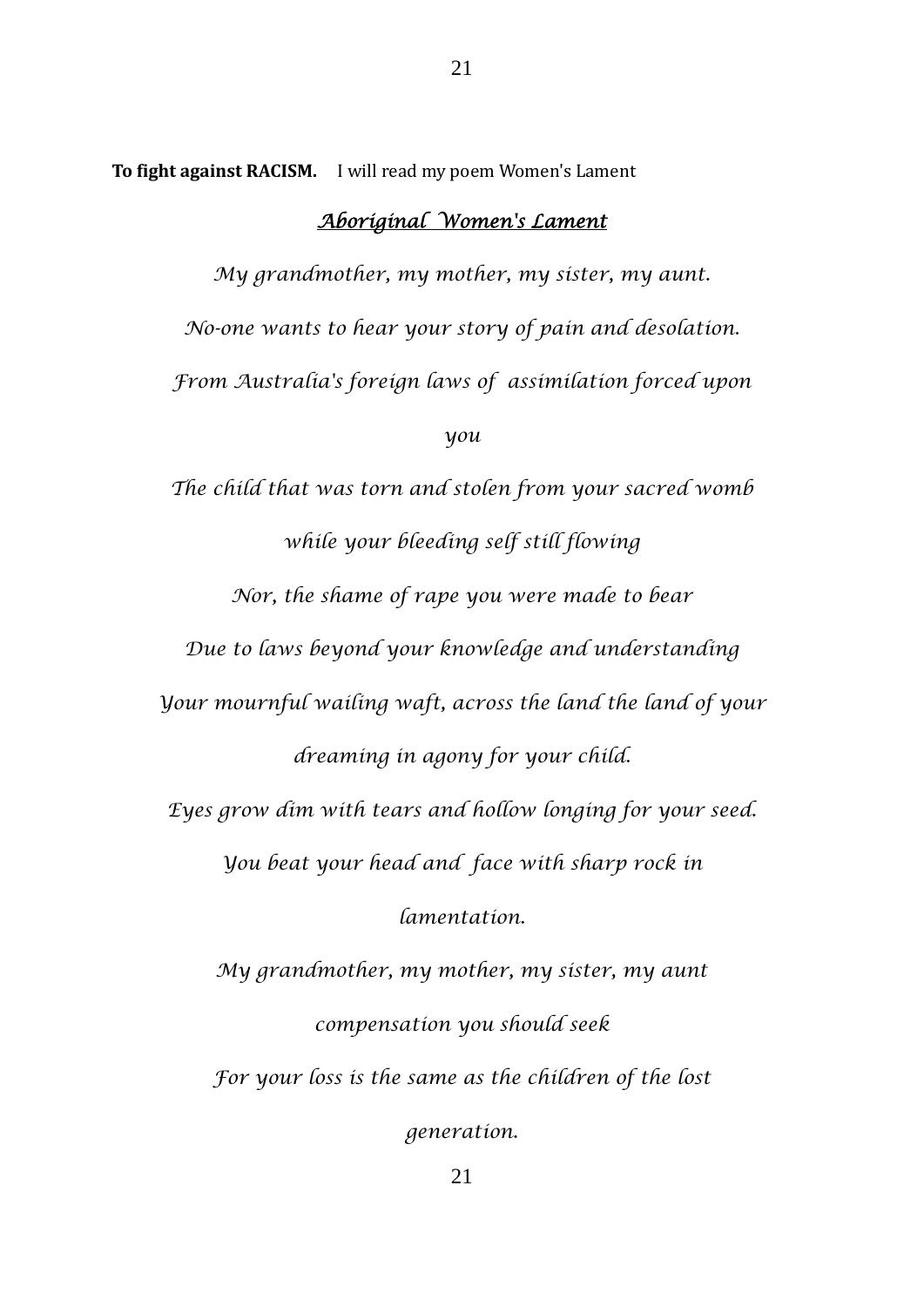**To fight against RACISM.** I will read my poem Women's Lament

## *Aboriginal Women's Lament*

*My grandmother, my mother, my sister, my aunt.*

*No-one wants to hear your story of pain and desolation.*

*From Australia's foreign laws of assimilation forced upon you*

*The child that was torn and stolen from your sacred womb while your bleeding self still flowing*

*Nor, the shame of rape you were made to bear*

*Due to laws beyond your knowledge and understanding*

*Your mournful wailing waft, across the land the land of your dreaming in agony for your child.*

*Eyes grow dim with tears and hollow longing for your seed.*

*You beat your head and face with sharp rock in lamentation.*

*My grandmother, my mother, my sister, my aunt compensation you should seek*

*For your loss is the same as the children of the lost generation.*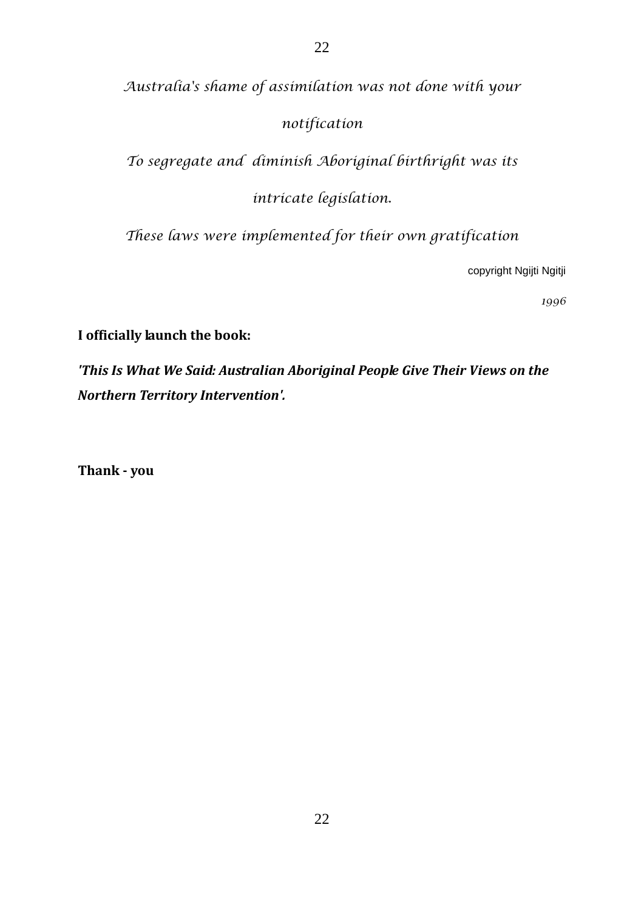*Australia's shame of assimilation was not done with your notification*

*To segregate and diminish Aboriginal birthright was its intricate legislation.*

*These laws were implemented for their own gratification*

copyright Ngijti Ngitji

*1996*

**I officially launch the book:**

***'This Is What We Said: Australian Aboriginal People Give Their Views on the Northern Territory Intervention'.***

**Thank - you**